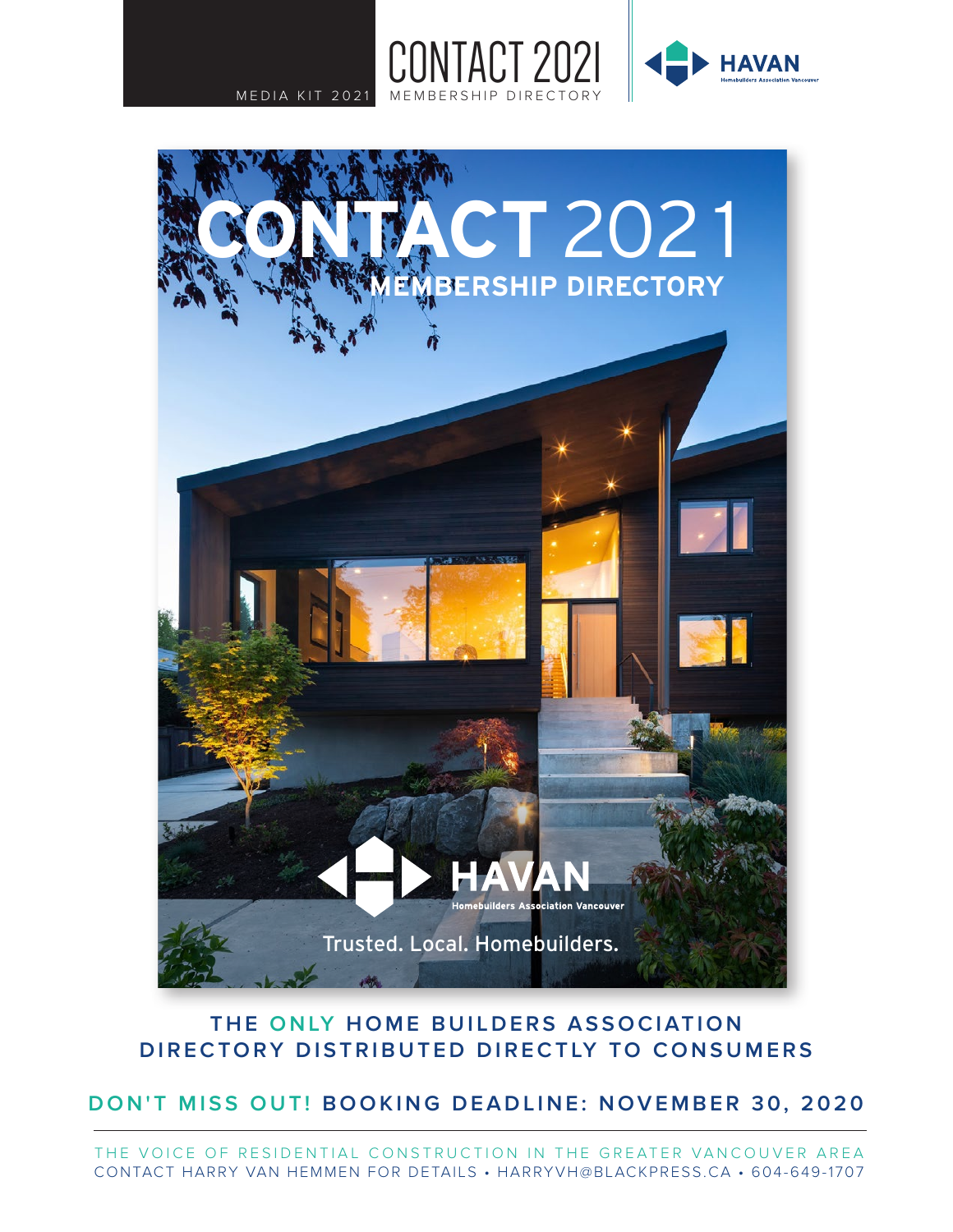MEDIA KIT 2021

# CONTACT 2021

MEMBERSHIP DIRECTORY

HAVAN
Homebuilders Association Vancouver

CONTACT 2021
MEMBERSHIP DIRECTORY

HAVAN
Homebuilders Association Vancouver

Trusted. Local. Homebuilders.

## THE ONLY HOME BUILDERS ASSOCIATION DIRECTORY DISTRIBUTED DIRECTLY TO CONSUMERS

**DON'T MISS OUT! BOOKING DEADLINE: NOVEMBER 30, 2020**

THE VOICE OF RESIDENTIAL CONSTRUCTION IN THE GREATER VANCOUVER AREA
CONTACT HARRY VAN HEMMEN FOR DETAILS • HARRYVH@BLACKPRESS.CA • 604-649-1707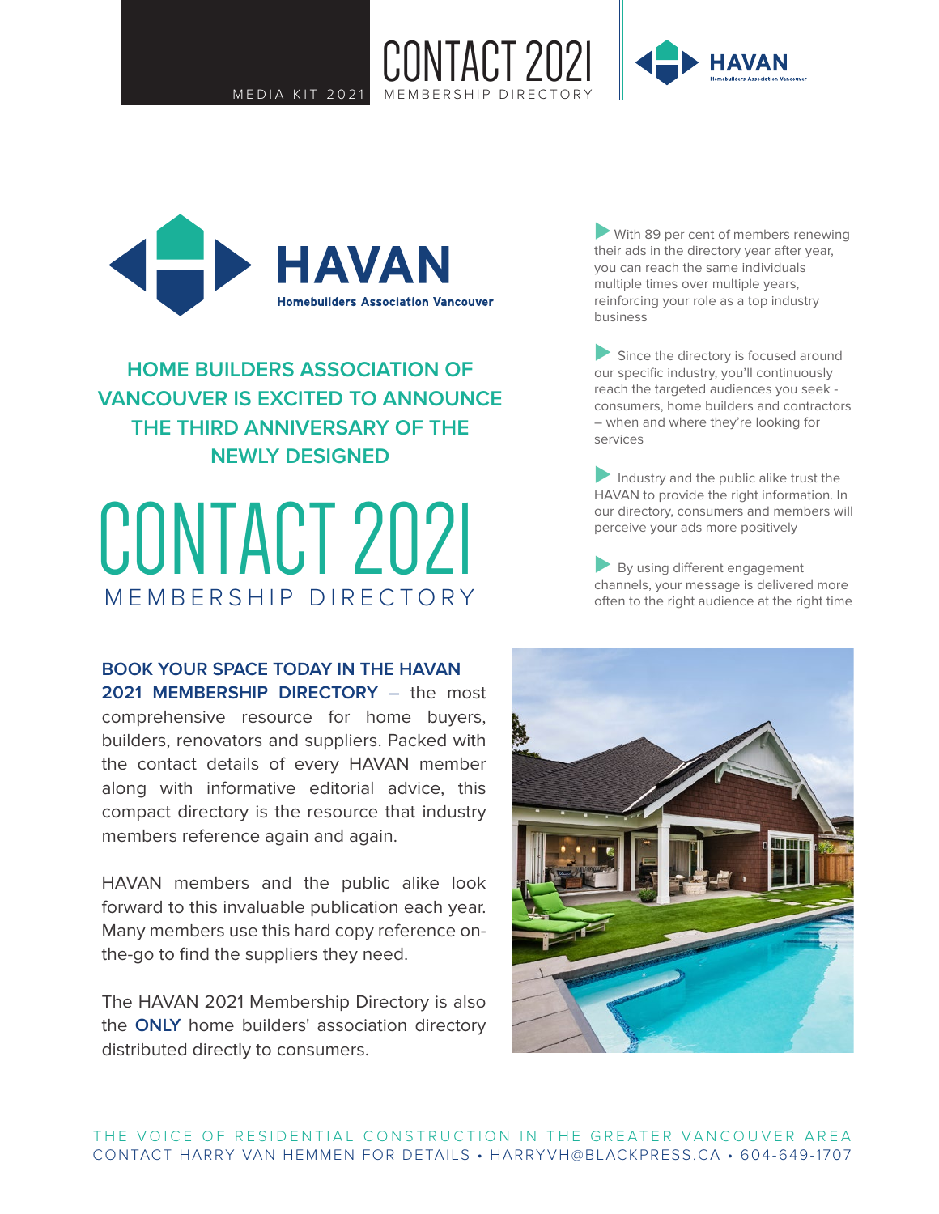# HAVAN

Homebuilders Association Vancouver

## HOME BUILDERS ASSOCIATION OF VANCOUVER IS EXCITED TO ANNOUNCE THE THIRD ANNIVERSARY OF THE NEWLY DESIGNED

# CONTACT 2021

MEMBERSHIP DIRECTORY

**BOOK YOUR SPACE TODAY IN THE HAVAN 2021 MEMBERSHIP DIRECTORY** – the most comprehensive resource for home buyers, builders, renovators and suppliers. Packed with the contact details of every HAVAN member along with informative editorial advice, this compact directory is the resource that industry members reference again and again.

HAVAN members and the public alike look forward to this invaluable publication each year. Many members use this hard copy reference on-the-go to find the suppliers they need.

The HAVAN 2021 Membership Directory is also the **ONLY** home builders' association directory distributed directly to consumers.

- With 89 per cent of members renewing their ads in the directory year after year, you can reach the same individuals multiple times over multiple years, reinforcing your role as a top industry business
- Since the directory is focused around our specific industry, you'll continuously reach the targeted audiences you seek - consumers, home builders and contractors – when and where they're looking for services
- Industry and the public alike trust the HAVAN to provide the right information. In our directory, consumers and members will perceive your ads more positively
- By using different engagement channels, your message is delivered more often to the right audience at the right time

THE VOICE OF RESIDENTIAL CONSTRUCTION IN THE GREATER VANCOUVER AREA
CONTACT HARRY VAN HEMMEN FOR DETAILS • HARRYVH@BLACKPRESS.CA • 604-649-1707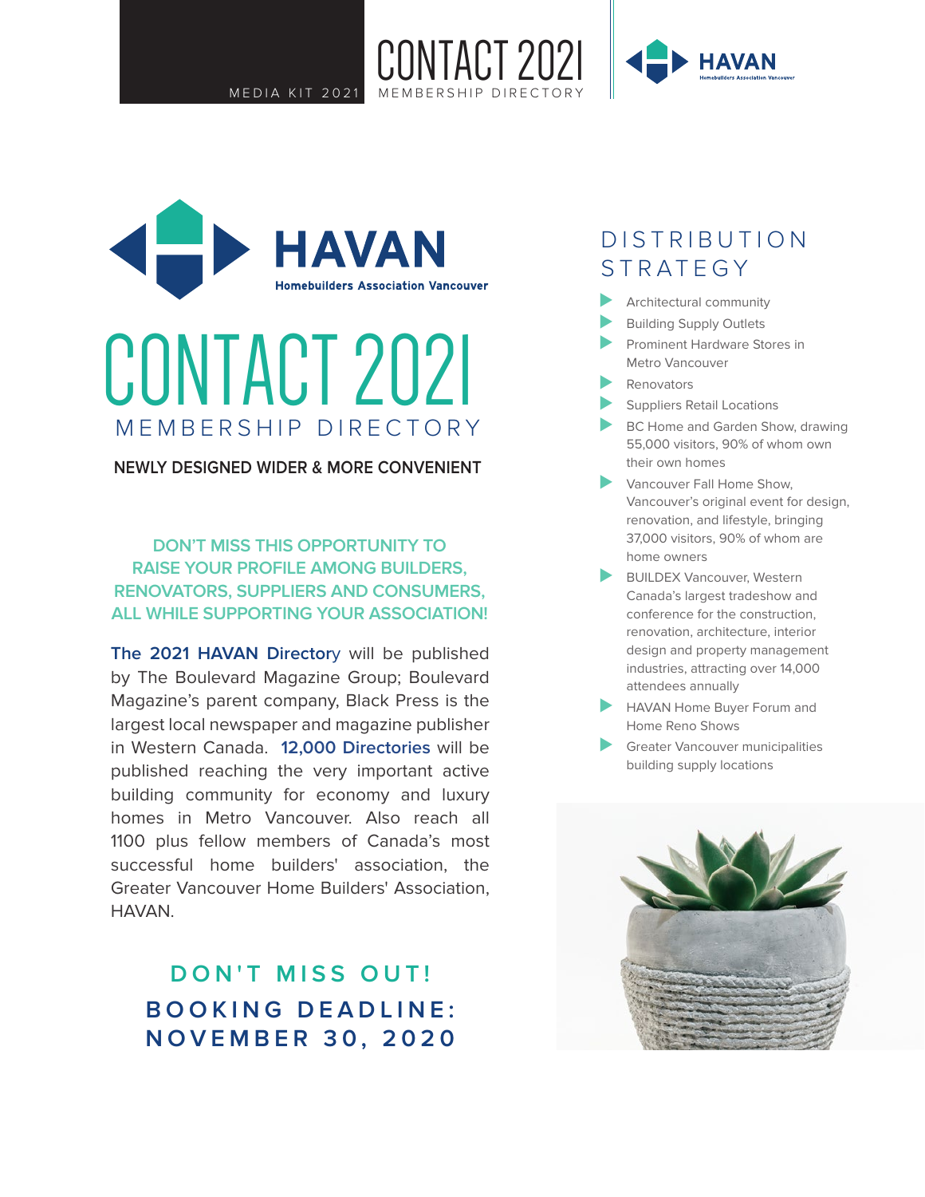# HAVAN

Homebuilders Association Vancouver

# CONTACT 2021

## MEMBERSHIP DIRECTORY

**NEWLY DESIGNED WIDER & MORE CONVENIENT**

**DON'T MISS THIS OPPORTUNITY TO RAISE YOUR PROFILE AMONG BUILDERS, RENOVATORS, SUPPLIERS AND CONSUMERS, ALL WHILE SUPPORTING YOUR ASSOCIATION!**

**The 2021 HAVAN Directory** will be published by The Boulevard Magazine Group; Boulevard Magazine's parent company, Black Press is the largest local newspaper and magazine publisher in Western Canada. **12,000 Directories** will be published reaching the very important active building community for economy and luxury homes in Metro Vancouver. Also reach all 1100 plus fellow members of Canada's most successful home builders' association, the Greater Vancouver Home Builders' Association, HAVAN.

**DON'T MISS OUT!**

**BOOKING DEADLINE: NOVEMBER 30, 2020**

## DISTRIBUTION STRATEGY

- Architectural community
- Building Supply Outlets
- Prominent Hardware Stores in Metro Vancouver
- Renovators
- Suppliers Retail Locations
- BC Home and Garden Show, drawing 55,000 visitors, 90% of whom own their own homes
- Vancouver Fall Home Show, Vancouver's original event for design, renovation, and lifestyle, bringing 37,000 visitors, 90% of whom are home owners
- BUILDEX Vancouver, Western Canada's largest tradeshow and conference for the construction, renovation, architecture, interior design and property management industries, attracting over 14,000 attendees annually
- HAVAN Home Buyer Forum and Home Reno Shows
- Greater Vancouver municipalities building supply locations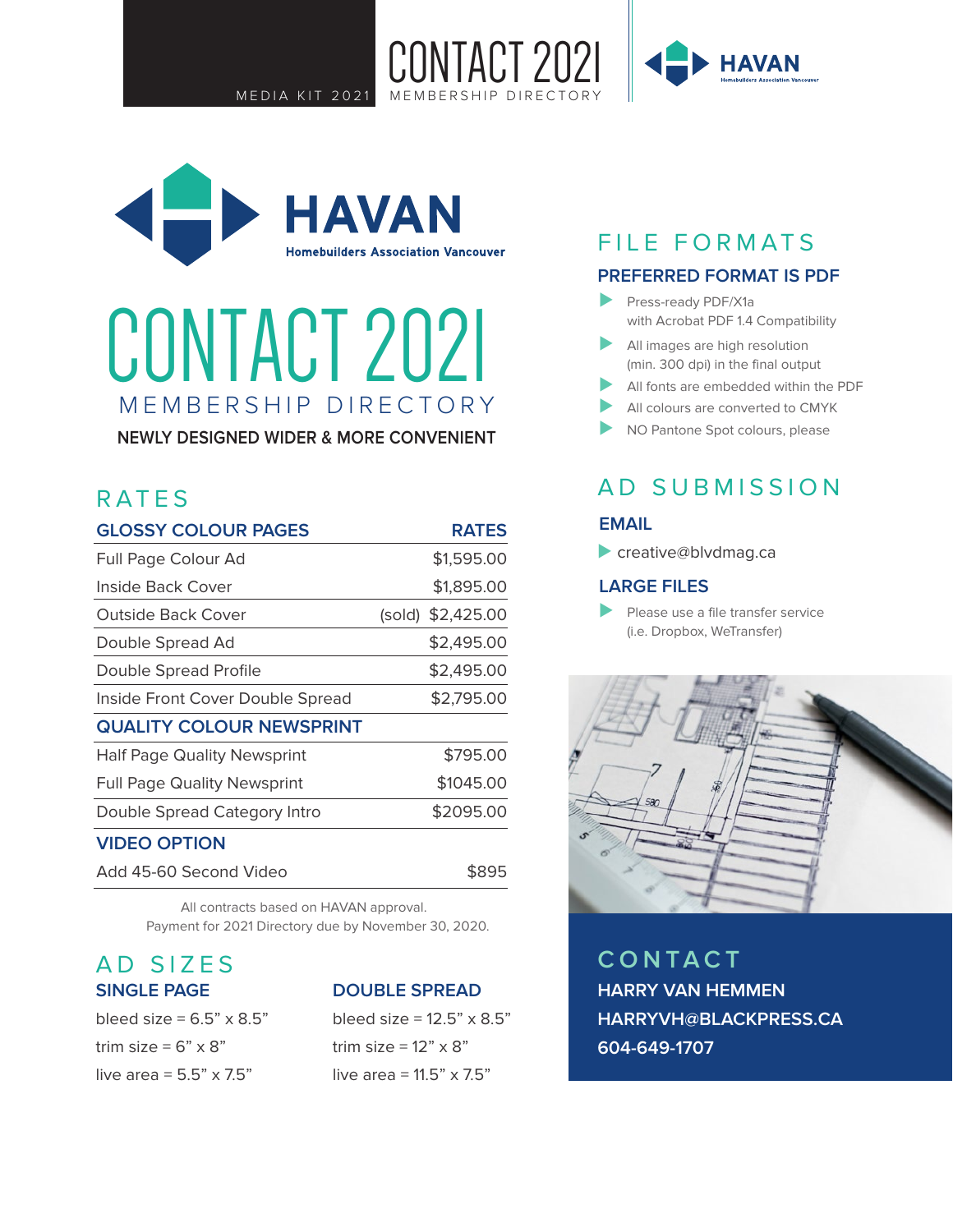# HAVAN

Homebuilders Association Vancouver

# CONTACT 2021

## MEMBERSHIP DIRECTORY

**NEWLY DESIGNED WIDER & MORE CONVENIENT**

## RATES

| GLOSSY COLOUR PAGES | RATES |
|---|---|
| Full Page Colour Ad | $1,595.00 |
| Inside Back Cover | $1,895.00 |
| Outside Back Cover | (sold) $2,425.00 |
| Double Spread Ad | $2,495.00 |
| Double Spread Profile | $2,495.00 |
| Inside Front Cover Double Spread | $2,795.00 |
| **QUALITY COLOUR NEWSPRINT** | |
| Half Page Quality Newsprint | $795.00 |
| Full Page Quality Newsprint | $1045.00 |
| Double Spread Category Intro | $2095.00 |
| **VIDEO OPTION** | |
| Add 45-60 Second Video | $895 |

All contracts based on HAVAN approval.
Payment for 2021 Directory due by November 30, 2020.

## AD SIZES

### SINGLE PAGE

bleed size = 6.5” x 8.5”

trim size = 6” x 8”

live area = 5.5” x 7.5”

### DOUBLE SPREAD

bleed size = 12.5” x 8.5”

trim size = 12” x 8”

live area = 11.5” x 7.5”

## FILE FORMATS

### PREFERRED FORMAT IS PDF

- Press-ready PDF/X1a with Acrobat PDF 1.4 Compatibility
- All images are high resolution (min. 300 dpi) in the final output
- All fonts are embedded within the PDF
- All colours are converted to CMYK
- NO Pantone Spot colours, please

## AD SUBMISSION

### EMAIL

- creative@blvdmag.ca

### LARGE FILES

- Please use a file transfer service (i.e. Dropbox, WeTransfer)

## CONTACT

**HARRY VAN HEMMEN**
**HARRYVH@BLACKPRESS.CA**
**604-649-1707**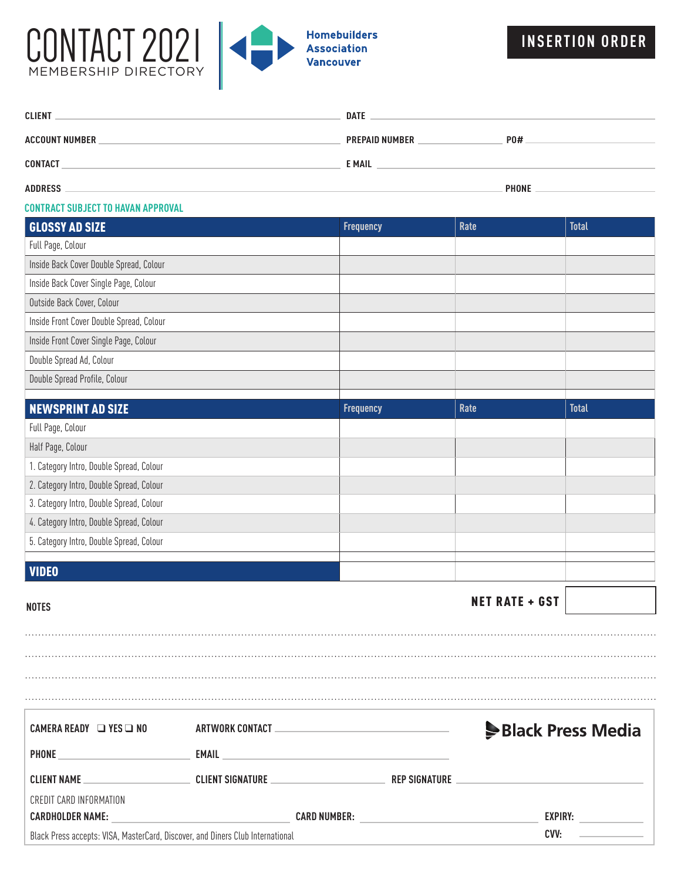# CONTACT 2021
MEMBERSHIP DIRECTORY

Homebuilders Association Vancouver

**INSERTION ORDER**

CLIENT ______________________ DATE ______________________

ACCOUNT NUMBER ______________________ PREPAID NUMBER ____________ PO# ____________

CONTACT ______________________ E MAIL ______________________

ADDRESS ______________________ PHONE ______________________

CONTRACT SUBJECT TO HAVAN APPROVAL

| GLOSSY AD SIZE | Frequency | Rate | Total |
|---|---|---|---|
| Full Page, Colour | | | |
| Inside Back Cover Double Spread, Colour | | | |
| Inside Back Cover Single Page, Colour | | | |
| Outside Back Cover, Colour | | | |
| Inside Front Cover Double Spread, Colour | | | |
| Inside Front Cover Single Page, Colour | | | |
| Double Spread Ad, Colour | | | |
| Double Spread Profile, Colour | | | |

| NEWSPRINT AD SIZE | Frequency | Rate | Total |
|---|---|---|---|
| Full Page, Colour | | | |
| Half Page, Colour | | | |
| 1. Category Intro, Double Spread, Colour | | | |
| 2. Category Intro, Double Spread, Colour | | | |
| 3. Category Intro, Double Spread, Colour | | | |
| 4. Category Intro, Double Spread, Colour | | | |
| 5. Category Intro, Double Spread, Colour | | | |
| **VIDEO** | | | |

**NET RATE + GST** ____________

NOTES

.....................................................................................................

.....................................................................................................

.....................................................................................................

.....................................................................................................

CAMERA READY ❑ YES ❑ NO ARTWORK CONTACT ______________________

Black Press Media

PHONE ______________ EMAIL ______________________

CLIENT NAME ______________ CLIENT SIGNATURE ______________ REP SIGNATURE ______________

CREDIT CARD INFORMATION

CARDHOLDER NAME: ______________ CARD NUMBER: ______________ EXPIRY: __________

Black Press accepts: VISA, MasterCard, Discover, and Diners Club International CVV: __________